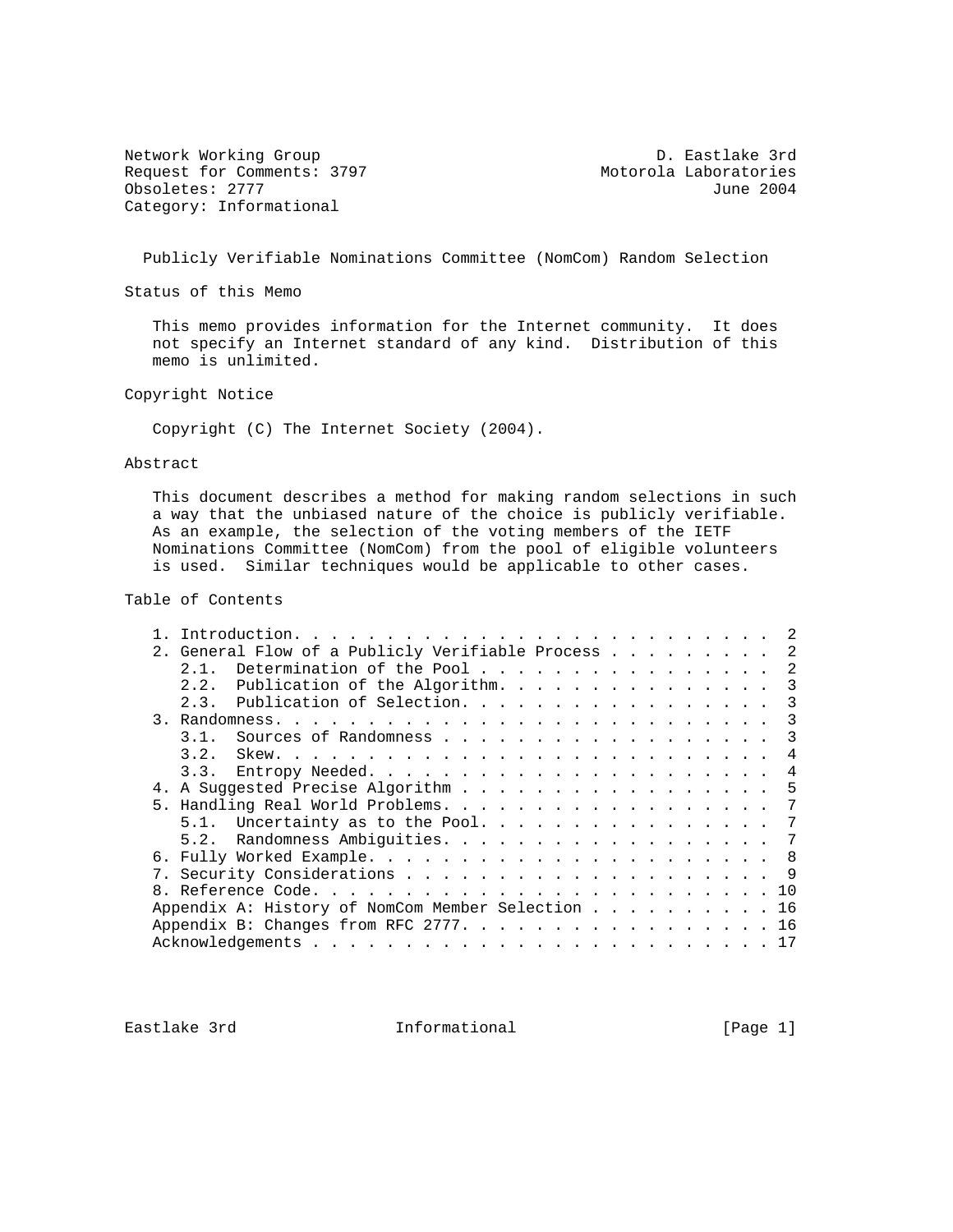Network Working Group                                    D. Eastlake 3rd
Request for Comments: 3797                        Motorola Laboratories
Obsoletes: 2777                                               June 2004
Category: Informational

# Publicly Verifiable Nominations Committee (NomCom) Random Selection

## Status of this Memo

This memo provides information for the Internet community. It does not specify an Internet standard of any kind. Distribution of this memo is unlimited.

## Copyright Notice

Copyright (C) The Internet Society (2004).

## Abstract

This document describes a method for making random selections in such a way that the unbiased nature of the choice is publicly verifiable. As an example, the selection of the voting members of the IETF Nominations Committee (NomCom) from the pool of eligible volunteers is used. Similar techniques would be applicable to other cases.

## Table of Contents

```
   1. Introduction. . . . . . . . . . . . . . . . . . . . . . . . .  2
   2. General Flow of a Publicly Verifiable Process . . . . . . . .  2
      2.1.  Determination of the Pool . . . . . . . . . . . . . . .  2
      2.2.  Publication of the Algorithm. . . . . . . . . . . . . .  3
      2.3.  Publication of Selection. . . . . . . . . . . . . . . .  3
   3. Randomness. . . . . . . . . . . . . . . . . . . . . . . . . .  3
      3.1.  Sources of Randomness . . . . . . . . . . . . . . . . .  3
      3.2.  Skew. . . . . . . . . . . . . . . . . . . . . . . . . .  4
      3.3.  Entropy Needed. . . . . . . . . . . . . . . . . . . . .  4
   4. A Suggested Precise Algorithm . . . . . . . . . . . . . . . .  5
   5. Handling Real World Problems. . . . . . . . . . . . . . . . .  7
      5.1.  Uncertainty as to the Pool. . . . . . . . . . . . . . .  7
      5.2.  Randomness Ambiguities. . . . . . . . . . . . . . . . .  7
   6. Fully Worked Example. . . . . . . . . . . . . . . . . . . . .  8
   7. Security Considerations . . . . . . . . . . . . . . . . . . .  9
   8. Reference Code. . . . . . . . . . . . . . . . . . . . . . . . 10
   Appendix A: History of NomCom Member Selection . . . . . . . . . 16
   Appendix B: Changes from RFC 2777. . . . . . . . . . . . . . . . 16
   Acknowledgements . . . . . . . . . . . . . . . . . . . . . . . . 17
```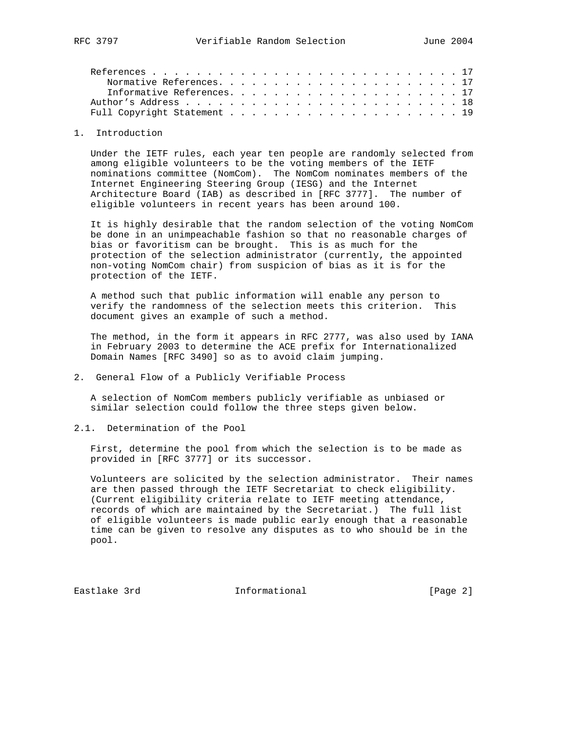References . . . . . . . . . . . . . . . . . . . . . . . . . . . 17
   Normative References. . . . . . . . . . . . . . . . . . . . . . 17
   Informative References. . . . . . . . . . . . . . . . . . . . . 17
Author's Address . . . . . . . . . . . . . . . . . . . . . . . . . 18
Full Copyright Statement . . . . . . . . . . . . . . . . . . . . . 19

# 1. Introduction

Under the IETF rules, each year ten people are randomly selected from among eligible volunteers to be the voting members of the IETF nominations committee (NomCom). The NomCom nominates members of the Internet Engineering Steering Group (IESG) and the Internet Architecture Board (IAB) as described in [RFC 3777]. The number of eligible volunteers in recent years has been around 100.

It is highly desirable that the random selection of the voting NomCom be done in an unimpeachable fashion so that no reasonable charges of bias or favoritism can be brought. This is as much for the protection of the selection administrator (currently, the appointed non-voting NomCom chair) from suspicion of bias as it is for the protection of the IETF.

A method such that public information will enable any person to verify the randomness of the selection meets this criterion. This document gives an example of such a method.

The method, in the form it appears in RFC 2777, was also used by IANA in February 2003 to determine the ACE prefix for Internationalized Domain Names [RFC 3490] so as to avoid claim jumping.

# 2. General Flow of a Publicly Verifiable Process

A selection of NomCom members publicly verifiable as unbiased or similar selection could follow the three steps given below.

## 2.1. Determination of the Pool

First, determine the pool from which the selection is to be made as provided in [RFC 3777] or its successor.

Volunteers are solicited by the selection administrator. Their names are then passed through the IETF Secretariat to check eligibility. (Current eligibility criteria relate to IETF meeting attendance, records of which are maintained by the Secretariat.) The full list of eligible volunteers is made public early enough that a reasonable time can be given to resolve any disputes as to who should be in the pool.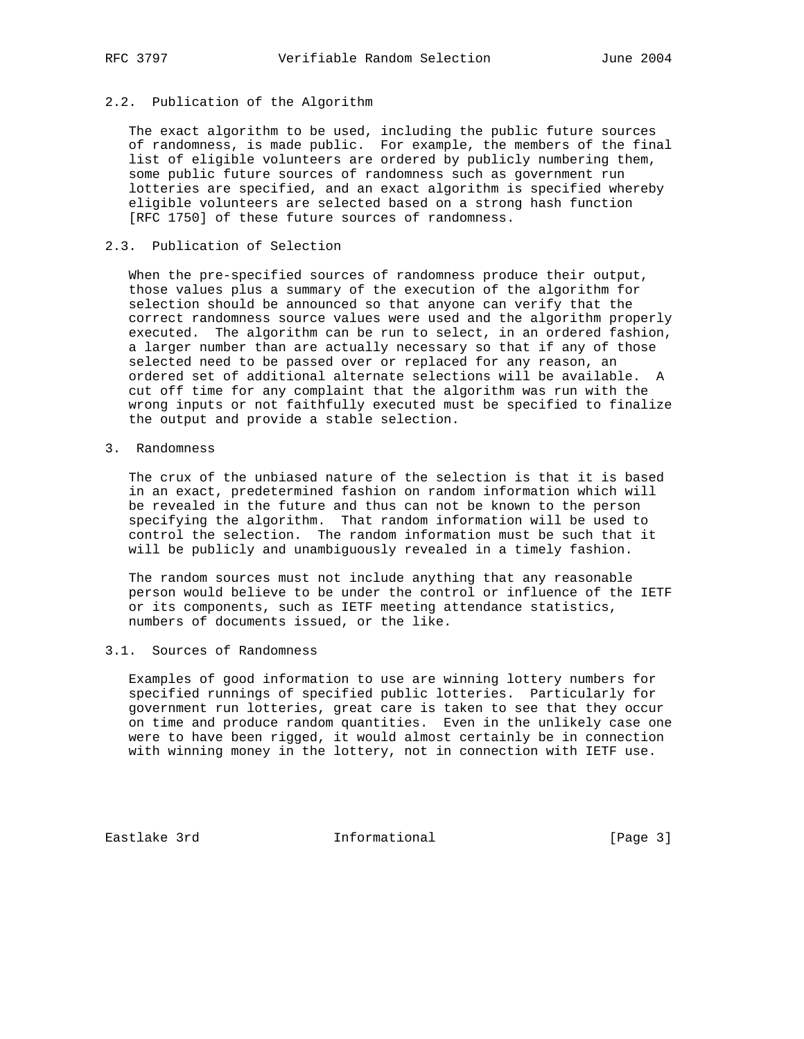### 2.2. Publication of the Algorithm

The exact algorithm to be used, including the public future sources of randomness, is made public. For example, the members of the final list of eligible volunteers are ordered by publicly numbering them, some public future sources of randomness such as government run lotteries are specified, and an exact algorithm is specified whereby eligible volunteers are selected based on a strong hash function [RFC 1750] of these future sources of randomness.

### 2.3. Publication of Selection

When the pre-specified sources of randomness produce their output, those values plus a summary of the execution of the algorithm for selection should be announced so that anyone can verify that the correct randomness source values were used and the algorithm properly executed. The algorithm can be run to select, in an ordered fashion, a larger number than are actually necessary so that if any of those selected need to be passed over or replaced for any reason, an ordered set of additional alternate selections will be available. A cut off time for any complaint that the algorithm was run with the wrong inputs or not faithfully executed must be specified to finalize the output and provide a stable selection.

## 3. Randomness

The crux of the unbiased nature of the selection is that it is based in an exact, predetermined fashion on random information which will be revealed in the future and thus can not be known to the person specifying the algorithm. That random information will be used to control the selection. The random information must be such that it will be publicly and unambiguously revealed in a timely fashion.

The random sources must not include anything that any reasonable person would believe to be under the control or influence of the IETF or its components, such as IETF meeting attendance statistics, numbers of documents issued, or the like.

### 3.1. Sources of Randomness

Examples of good information to use are winning lottery numbers for specified runnings of specified public lotteries. Particularly for government run lotteries, great care is taken to see that they occur on time and produce random quantities. Even in the unlikely case one were to have been rigged, it would almost certainly be in connection with winning money in the lottery, not in connection with IETF use.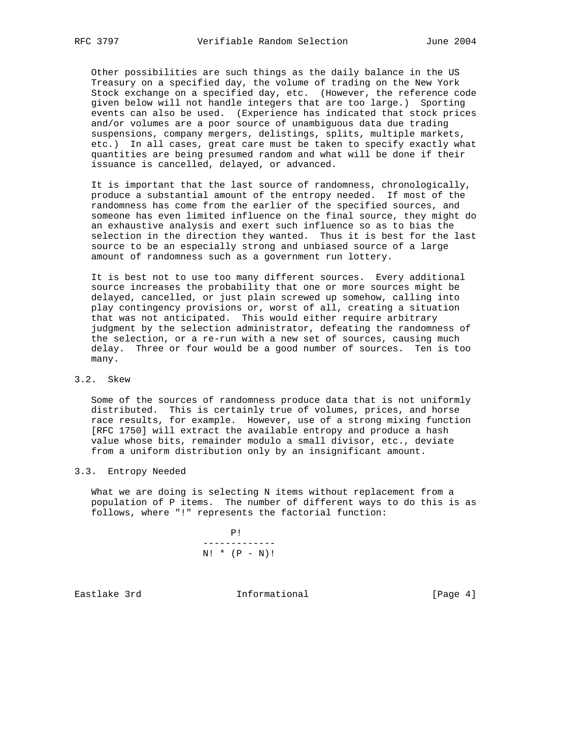Other possibilities are such things as the daily balance in the US Treasury on a specified day, the volume of trading on the New York Stock exchange on a specified day, etc. (However, the reference code given below will not handle integers that are too large.) Sporting events can also be used. (Experience has indicated that stock prices and/or volumes are a poor source of unambiguous data due trading suspensions, company mergers, delistings, splits, multiple markets, etc.) In all cases, great care must be taken to specify exactly what quantities are being presumed random and what will be done if their issuance is cancelled, delayed, or advanced.

It is important that the last source of randomness, chronologically, produce a substantial amount of the entropy needed. If most of the randomness has come from the earlier of the specified sources, and someone has even limited influence on the final source, they might do an exhaustive analysis and exert such influence so as to bias the selection in the direction they wanted. Thus it is best for the last source to be an especially strong and unbiased source of a large amount of randomness such as a government run lottery.

It is best not to use too many different sources. Every additional source increases the probability that one or more sources might be delayed, cancelled, or just plain screwed up somehow, calling into play contingency provisions or, worst of all, creating a situation that was not anticipated. This would either require arbitrary judgment by the selection administrator, defeating the randomness of the selection, or a re-run with a new set of sources, causing much delay. Three or four would be a good number of sources. Ten is too many.

## 3.2. Skew

Some of the sources of randomness produce data that is not uniformly distributed. This is certainly true of volumes, prices, and horse race results, for example. However, use of a strong mixing function [RFC 1750] will extract the available entropy and produce a hash value whose bits, remainder modulo a small divisor, etc., deviate from a uniform distribution only by an insignificant amount.

## 3.3. Entropy Needed

What we are doing is selecting N items without replacement from a population of P items. The number of different ways to do this is as follows, where "!" represents the factorial function:

$$\frac{P!}{N! * (P - N)!}$$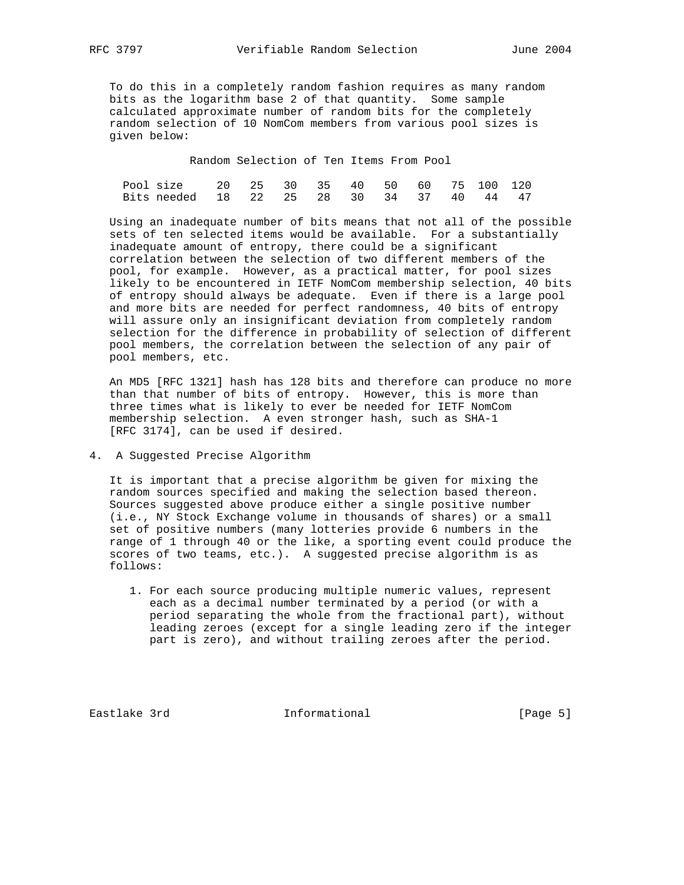To do this in a completely random fashion requires as many random bits as the logarithm base 2 of that quantity. Some sample calculated approximate number of random bits for the completely random selection of 10 NomCom members from various pool sizes is given below:

Random Selection of Ten Items From Pool

| Pool size | 20 | 25 | 30 | 35 | 40 | 50 | 60 | 75 | 100 | 120 |
|---|---|---|---|---|---|---|---|---|---|---|
| Bits needed | 18 | 22 | 25 | 28 | 30 | 34 | 37 | 40 | 44 | 47 |

Using an inadequate number of bits means that not all of the possible sets of ten selected items would be available. For a substantially inadequate amount of entropy, there could be a significant correlation between the selection of two different members of the pool, for example. However, as a practical matter, for pool sizes likely to be encountered in IETF NomCom membership selection, 40 bits of entropy should always be adequate. Even if there is a large pool and more bits are needed for perfect randomness, 40 bits of entropy will assure only an insignificant deviation from completely random selection for the difference in probability of selection of different pool members, the correlation between the selection of any pair of pool members, etc.

An MD5 [RFC 1321] hash has 128 bits and therefore can produce no more than that number of bits of entropy. However, this is more than three times what is likely to ever be needed for IETF NomCom membership selection. A even stronger hash, such as SHA-1 [RFC 3174], can be used if desired.

## 4. A Suggested Precise Algorithm

It is important that a precise algorithm be given for mixing the random sources specified and making the selection based thereon. Sources suggested above produce either a single positive number (i.e., NY Stock Exchange volume in thousands of shares) or a small set of positive numbers (many lotteries provide 6 numbers in the range of 1 through 40 or the like, a sporting event could produce the scores of two teams, etc.). A suggested precise algorithm is as follows:

1. For each source producing multiple numeric values, represent each as a decimal number terminated by a period (or with a period separating the whole from the fractional part), without leading zeroes (except for a single leading zero if the integer part is zero), and without trailing zeroes after the period.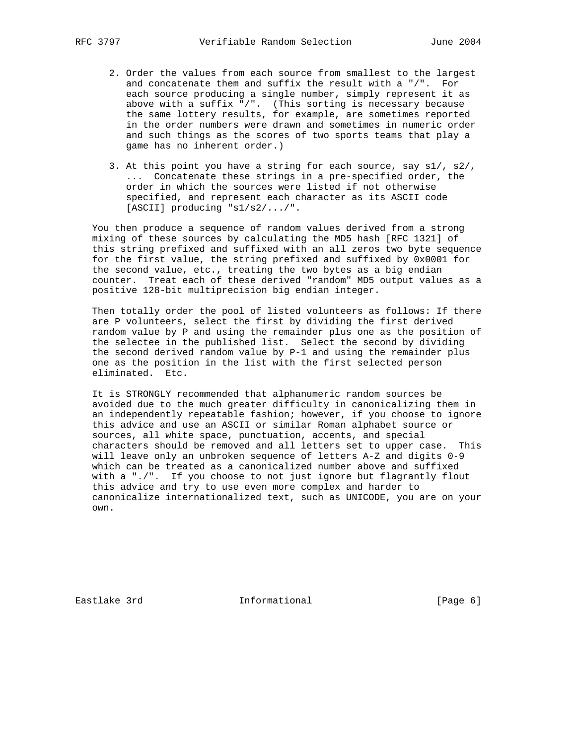2. Order the values from each source from smallest to the largest and concatenate them and suffix the result with a "/". For each source producing a single number, simply represent it as above with a suffix "/". (This sorting is necessary because the same lottery results, for example, are sometimes reported in the order numbers were drawn and sometimes in numeric order and such things as the scores of two sports teams that play a game has no inherent order.)

3. At this point you have a string for each source, say s1/, s2/, ... Concatenate these strings in a pre-specified order, the order in which the sources were listed if not otherwise specified, and represent each character as its ASCII code [ASCII] producing "s1/s2/.../".

You then produce a sequence of random values derived from a strong mixing of these sources by calculating the MD5 hash [RFC 1321] of this string prefixed and suffixed with an all zeros two byte sequence for the first value, the string prefixed and suffixed by 0x0001 for the second value, etc., treating the two bytes as a big endian counter. Treat each of these derived "random" MD5 output values as a positive 128-bit multiprecision big endian integer.

Then totally order the pool of listed volunteers as follows: If there are P volunteers, select the first by dividing the first derived random value by P and using the remainder plus one as the position of the selectee in the published list. Select the second by dividing the second derived random value by P-1 and using the remainder plus one as the position in the list with the first selected person eliminated. Etc.

It is STRONGLY recommended that alphanumeric random sources be avoided due to the much greater difficulty in canonicalizing them in an independently repeatable fashion; however, if you choose to ignore this advice and use an ASCII or similar Roman alphabet source or sources, all white space, punctuation, accents, and special characters should be removed and all letters set to upper case. This will leave only an unbroken sequence of letters A-Z and digits 0-9 which can be treated as a canonicalized number above and suffixed with a "./". If you choose to not just ignore but flagrantly flout this advice and try to use even more complex and harder to canonicalize internationalized text, such as UNICODE, you are on your own.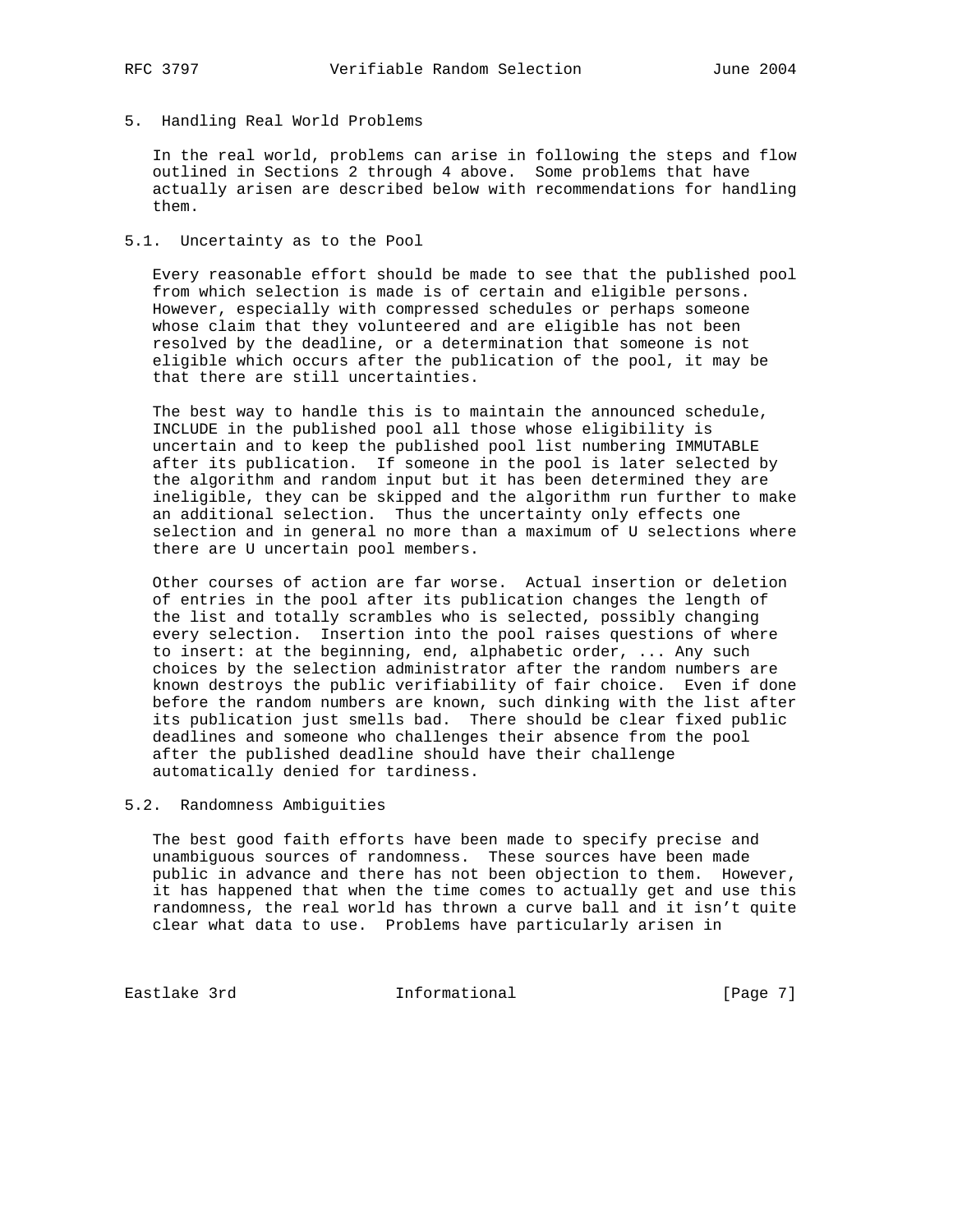## 5. Handling Real World Problems

In the real world, problems can arise in following the steps and flow outlined in Sections 2 through 4 above. Some problems that have actually arisen are described below with recommendations for handling them.

### 5.1. Uncertainty as to the Pool

Every reasonable effort should be made to see that the published pool from which selection is made is of certain and eligible persons. However, especially with compressed schedules or perhaps someone whose claim that they volunteered and are eligible has not been resolved by the deadline, or a determination that someone is not eligible which occurs after the publication of the pool, it may be that there are still uncertainties.

The best way to handle this is to maintain the announced schedule, INCLUDE in the published pool all those whose eligibility is uncertain and to keep the published pool list numbering IMMUTABLE after its publication. If someone in the pool is later selected by the algorithm and random input but it has been determined they are ineligible, they can be skipped and the algorithm run further to make an additional selection. Thus the uncertainty only effects one selection and in general no more than a maximum of U selections where there are U uncertain pool members.

Other courses of action are far worse. Actual insertion or deletion of entries in the pool after its publication changes the length of the list and totally scrambles who is selected, possibly changing every selection. Insertion into the pool raises questions of where to insert: at the beginning, end, alphabetic order, ... Any such choices by the selection administrator after the random numbers are known destroys the public verifiability of fair choice. Even if done before the random numbers are known, such dinking with the list after its publication just smells bad. There should be clear fixed public deadlines and someone who challenges their absence from the pool after the published deadline should have their challenge automatically denied for tardiness.

### 5.2. Randomness Ambiguities

The best good faith efforts have been made to specify precise and unambiguous sources of randomness. These sources have been made public in advance and there has not been objection to them. However, it has happened that when the time comes to actually get and use this randomness, the real world has thrown a curve ball and it isn't quite clear what data to use. Problems have particularly arisen in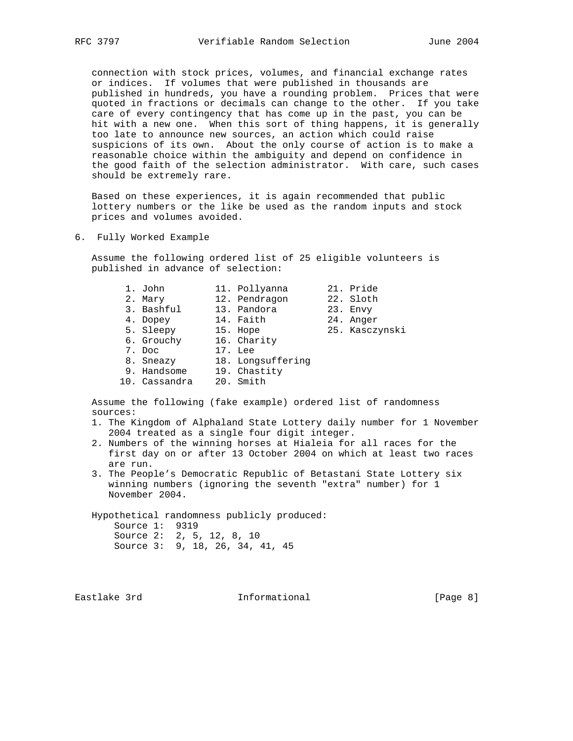connection with stock prices, volumes, and financial exchange rates or indices. If volumes that were published in thousands are published in hundreds, you have a rounding problem. Prices that were quoted in fractions or decimals can change to the other. If you take care of every contingency that has come up in the past, you can be hit with a new one. When this sort of thing happens, it is generally too late to announce new sources, an action which could raise suspicions of its own. About the only course of action is to make a reasonable choice within the ambiguity and depend on confidence in the good faith of the selection administrator. With care, such cases should be extremely rare.

Based on these experiences, it is again recommended that public lottery numbers or the like be used as the random inputs and stock prices and volumes avoided.

## 6. Fully Worked Example

Assume the following ordered list of 25 eligible volunteers is published in advance of selection:

```
 1. John         11. Pollyanna       21. Pride
 2. Mary         12. Pendragon       22. Sloth
 3. Bashful      13. Pandora         23. Envy
 4. Dopey        14. Faith           24. Anger
 5. Sleepy       15. Hope            25. Kasczynski
 6. Grouchy      16. Charity
 7. Doc          17. Lee
 8. Sneazy       18. Longsuffering
 9. Handsome     19. Chastity
10. Cassandra    20. Smith
```

Assume the following (fake example) ordered list of randomness sources:

1. The Kingdom of Alphaland State Lottery daily number for 1 November 2004 treated as a single four digit integer.
2. Numbers of the winning horses at Hialeia for all races for the first day on or after 13 October 2004 on which at least two races are run.
3. The People's Democratic Republic of Betastani State Lottery six winning numbers (ignoring the seventh "extra" number) for 1 November 2004.

Hypothetical randomness publicly produced:

```
Source 1:  9319
Source 2:  2, 5, 12, 8, 10
Source 3:  9, 18, 26, 34, 41, 45
```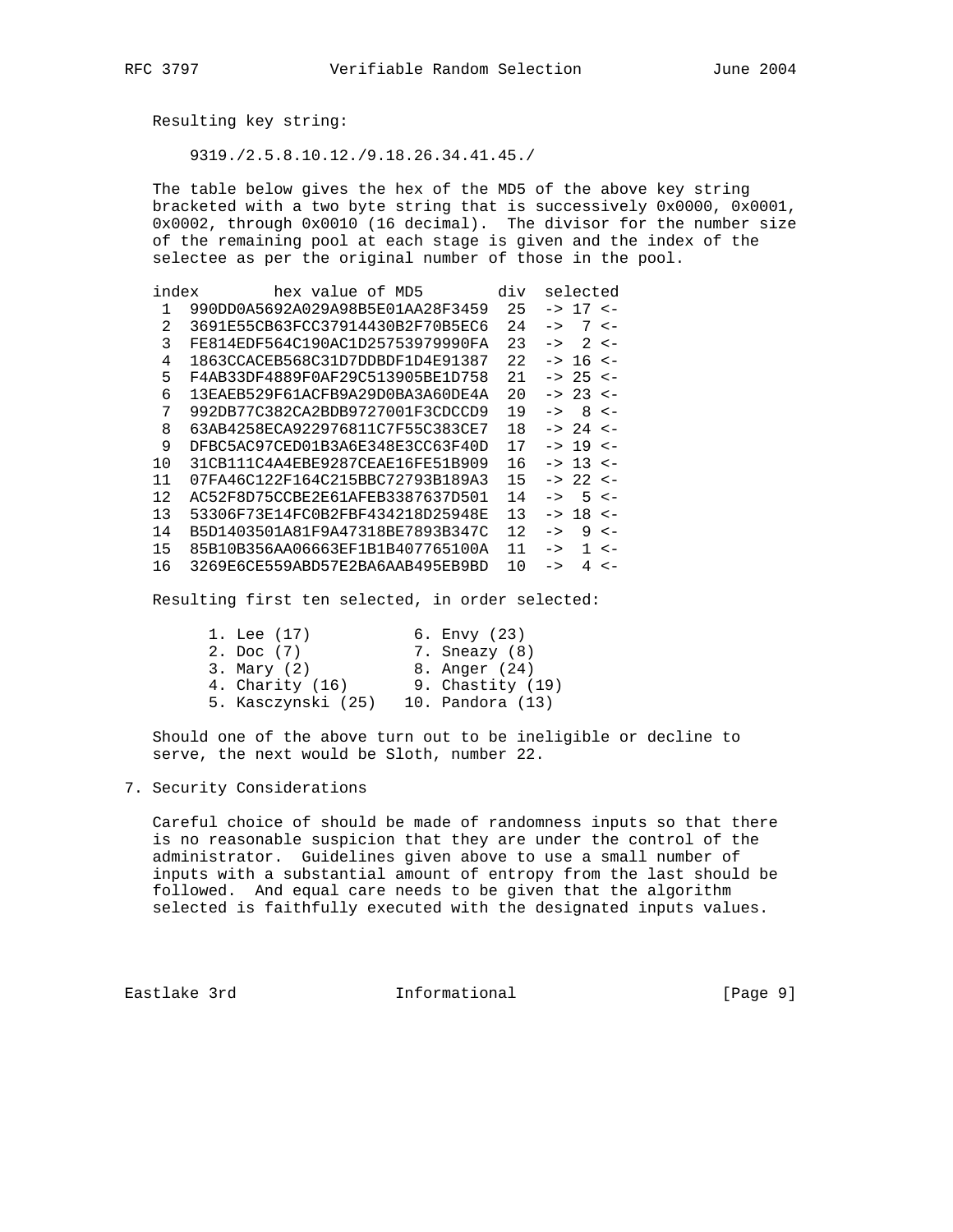Resulting key string:

```
9319./2.5.8.10.12./9.18.26.34.41.45./
```

The table below gives the hex of the MD5 of the above key string bracketed with a two byte string that is successively 0x0000, 0x0001, 0x0002, through 0x0010 (16 decimal). The divisor for the number size of the remaining pool at each stage is given and the index of the selectee as per the original number of those in the pool.

| index | hex value of MD5 | div | selected |
|---|---|---|---|
| 1 | 990DD0A5692A029A98B5E01AA28F3459 | 25 | -> 17 <- |
| 2 | 3691E55CB63FCC37914430B2F70B5EC6 | 24 | -> 7 <- |
| 3 | FE814EDF564C190AC1D25753979990FA | 23 | -> 2 <- |
| 4 | 1863CCACEB568C31D7DDBDF1D4E91387 | 22 | -> 16 <- |
| 5 | F4AB33DF4889F0AF29C513905BE1D758 | 21 | -> 25 <- |
| 6 | 13EAEB529F61ACFB9A29D0BA3A60DE4A | 20 | -> 23 <- |
| 7 | 992DB77C382CA2BDB9727001F3CDCCD9 | 19 | -> 8 <- |
| 8 | 63AB4258ECA922976811C7F55C383CE7 | 18 | -> 24 <- |
| 9 | DFBC5AC97CED01B3A6E348E3CC63F40D | 17 | -> 19 <- |
| 10 | 31CB111C4A4EBE9287CEAE16FE51B909 | 16 | -> 13 <- |
| 11 | 07FA46C122F164C215BBC72793B189A3 | 15 | -> 22 <- |
| 12 | AC52F8D75CCBE2E61AFEB3387637D501 | 14 | -> 5 <- |
| 13 | 53306F73E14FC0B2FBF434218D25948E | 13 | -> 18 <- |
| 14 | B5D1403501A81F9A47318BE7893B347C | 12 | -> 9 <- |
| 15 | 85B10B356AA06663EF1B1B407765100A | 11 | -> 1 <- |
| 16 | 3269E6CE559ABD57E2BA6AAB495EB9BD | 10 | -> 4 <- |

Resulting first ten selected, in order selected:

1. Lee (17)
2. Doc (7)
3. Mary (2)
4. Charity (16)
5. Kasczynski (25)
6. Envy (23)
7. Sneazy (8)
8. Anger (24)
9. Chastity (19)
10. Pandora (13)

Should one of the above turn out to be ineligible or decline to serve, the next would be Sloth, number 22.

## 7. Security Considerations

Careful choice of should be made of randomness inputs so that there is no reasonable suspicion that they are under the control of the administrator. Guidelines given above to use a small number of inputs with a substantial amount of entropy from the last should be followed. And equal care needs to be given that the algorithm selected is faithfully executed with the designated inputs values.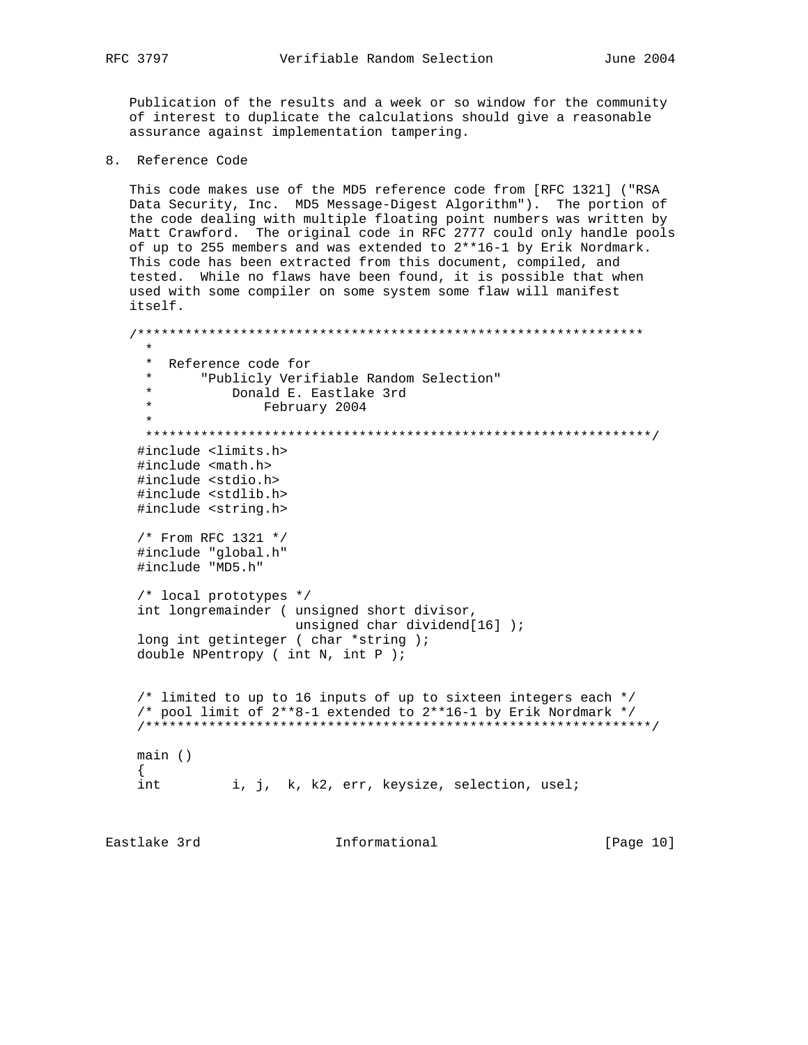Publication of the results and a week or so window for the community of interest to duplicate the calculations should give a reasonable assurance against implementation tampering.

## 8. Reference Code

This code makes use of the MD5 reference code from [RFC 1321] ("RSA Data Security, Inc. MD5 Message-Digest Algorithm"). The portion of the code dealing with multiple floating point numbers was written by Matt Crawford. The original code in RFC 2777 could only handle pools of up to 255 members and was extended to 2**16-1 by Erik Nordmark. This code has been extracted from this document, compiled, and tested. While no flaws have been found, it is possible that when used with some compiler on some system some flaw will manifest itself.

```
/****************************************************************
  *
  *  Reference code for
  *      "Publicly Verifiable Random Selection"
  *          Donald E. Eastlake 3rd
  *              February 2004
  *
  ****************************************************************/
 #include <limits.h>
 #include <math.h>
 #include <stdio.h>
 #include <stdlib.h>
 #include <string.h>

 /* From RFC 1321 */
 #include "global.h"
 #include "MD5.h"

 /* local prototypes */
 int longremainder ( unsigned short divisor,
                     unsigned char dividend[16] );
 long int getinteger ( char *string );
 double NPentropy ( int N, int P );


 /* limited to up to 16 inputs of up to sixteen integers each */
 /* pool limit of 2**8-1 extended to 2**16-1 by Erik Nordmark */
 /****************************************************************/

 main ()
 {
 int         i, j,  k, k2, err, keysize, selection, usel;
```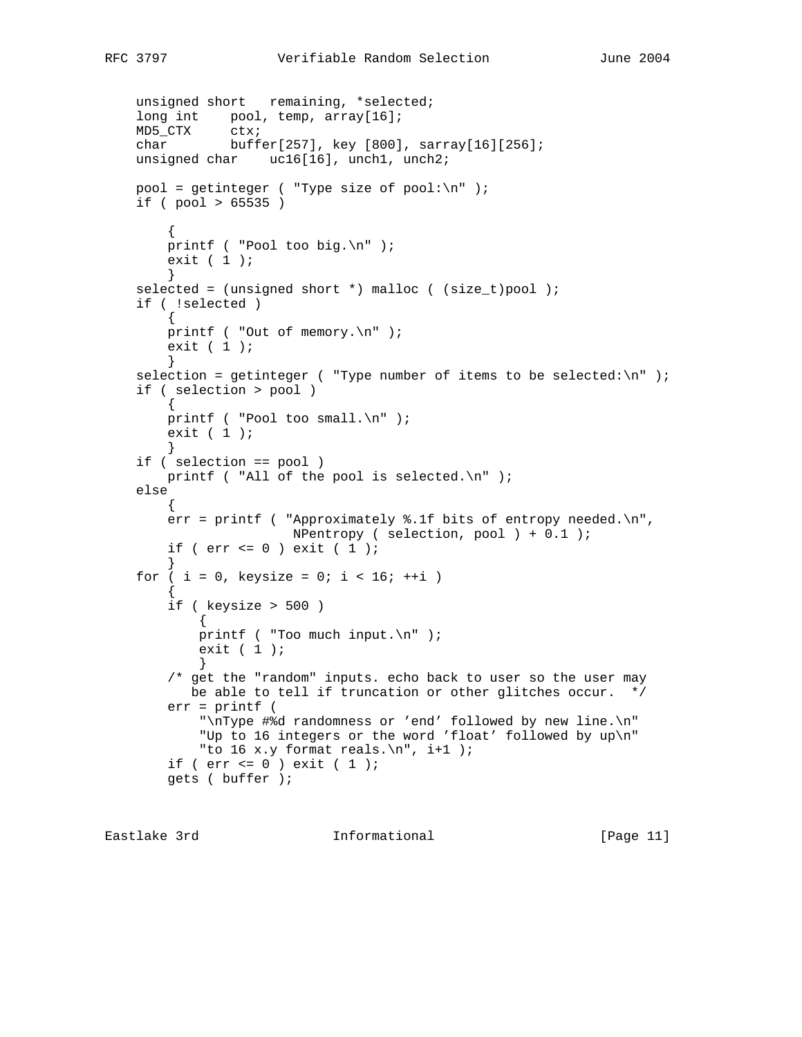```
    unsigned short   remaining, *selected;
    long int    pool, temp, array[16];
    MD5_CTX     ctx;
    char        buffer[257], key [800], sarray[16][256];
    unsigned char    uc16[16], unch1, unch2;

    pool = getinteger ( "Type size of pool:\n" );
    if ( pool > 65535 )

        {
        printf ( "Pool too big.\n" );
        exit ( 1 );
        }
    selected = (unsigned short *) malloc ( (size_t)pool );
    if ( !selected )
        {
        printf ( "Out of memory.\n" );
        exit ( 1 );
        }
    selection = getinteger ( "Type number of items to be selected:\n" );
    if ( selection > pool )
        {
        printf ( "Pool too small.\n" );
        exit ( 1 );
        }
    if ( selection == pool )
        printf ( "All of the pool is selected.\n" );
    else
        {
        err = printf ( "Approximately %.1f bits of entropy needed.\n",
                        NPentropy ( selection, pool ) + 0.1 );
        if ( err <= 0 ) exit ( 1 );
        }
    for ( i = 0, keysize = 0; i < 16; ++i )
        {
        if ( keysize > 500 )
            {
            printf ( "Too much input.\n" );
            exit ( 1 );
            }
        /* get the "random" inputs. echo back to user so the user may
           be able to tell if truncation or other glitches occur.  */
        err = printf (
            "\nType #%d randomness or 'end' followed by new line.\n"
            "Up to 16 integers or the word 'float' followed by up\n"
            "to 16 x.y format reals.\n", i+1 );
        if ( err <= 0 ) exit ( 1 );
        gets ( buffer );
```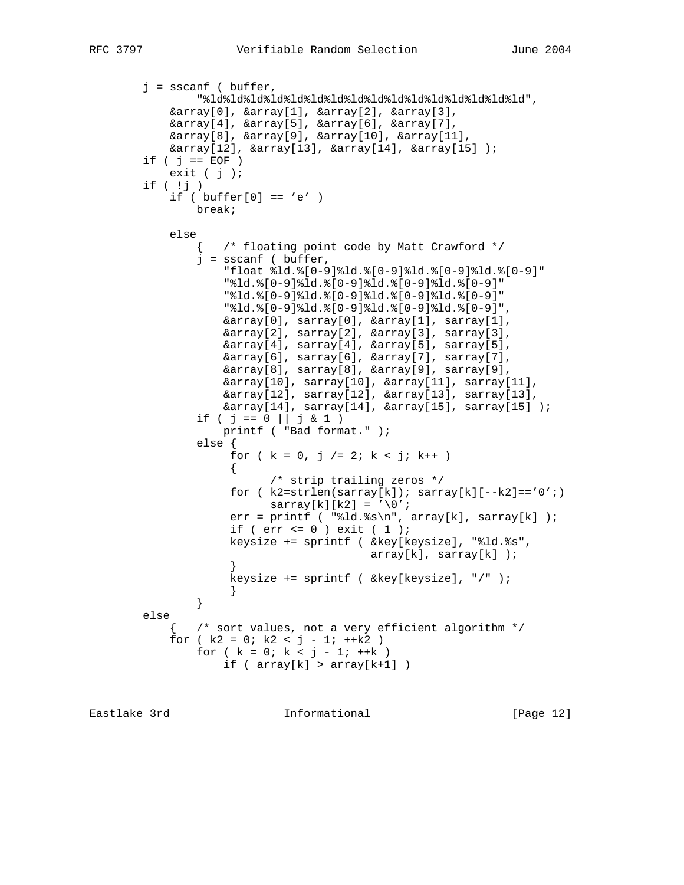```
        j = sscanf ( buffer,
                "%ld%ld%ld%ld%ld%ld%ld%ld%ld%ld%ld%ld%ld%ld%ld%ld",
            &array[0], &array[1], &array[2], &array[3],
            &array[4], &array[5], &array[6], &array[7],
            &array[8], &array[9], &array[10], &array[11],
            &array[12], &array[13], &array[14], &array[15] );
        if ( j == EOF )
            exit ( j );
        if ( !j )
            if ( buffer[0] == 'e' )
                break;

            else
                {   /* floating point code by Matt Crawford */
                j = sscanf ( buffer,
                    "float %ld.%[0-9]%ld.%[0-9]%ld.%[0-9]%ld.%[0-9]"
                    "%ld.%[0-9]%ld.%[0-9]%ld.%[0-9]%ld.%[0-9]"
                    "%ld.%[0-9]%ld.%[0-9]%ld.%[0-9]%ld.%[0-9]"
                    "%ld.%[0-9]%ld.%[0-9]%ld.%[0-9]%ld.%[0-9]",
                    &array[0], sarray[0], &array[1], sarray[1],
                    &array[2], sarray[2], &array[3], sarray[3],
                    &array[4], sarray[4], &array[5], sarray[5],
                    &array[6], sarray[6], &array[7], sarray[7],
                    &array[8], sarray[8], &array[9], sarray[9],
                    &array[10], sarray[10], &array[11], sarray[11],
                    &array[12], sarray[12], &array[13], sarray[13],
                    &array[14], sarray[14], &array[15], sarray[15] );
                if ( j == 0 || j & 1 )
                    printf ( "Bad format." );
                else {
                     for ( k = 0, j /= 2; k < j; k++ )
                     {
                           /* strip trailing zeros */
                     for ( k2=strlen(sarray[k]); sarray[k][--k2]=='0';)
                           sarray[k][k2] = '\0';
                     err = printf ( "%ld.%s\n", array[k], sarray[k] );
                     if ( err <= 0 ) exit ( 1 );
                     keysize += sprintf ( &key[keysize], "%ld.%s",
                                          array[k], sarray[k] );
                     }
                     keysize += sprintf ( &key[keysize], "/" );
                     }
                }
        else
            {   /* sort values, not a very efficient algorithm */
            for ( k2 = 0; k2 < j - 1; ++k2 )
                for ( k = 0; k < j - 1; ++k )
                    if ( array[k] > array[k+1] )
```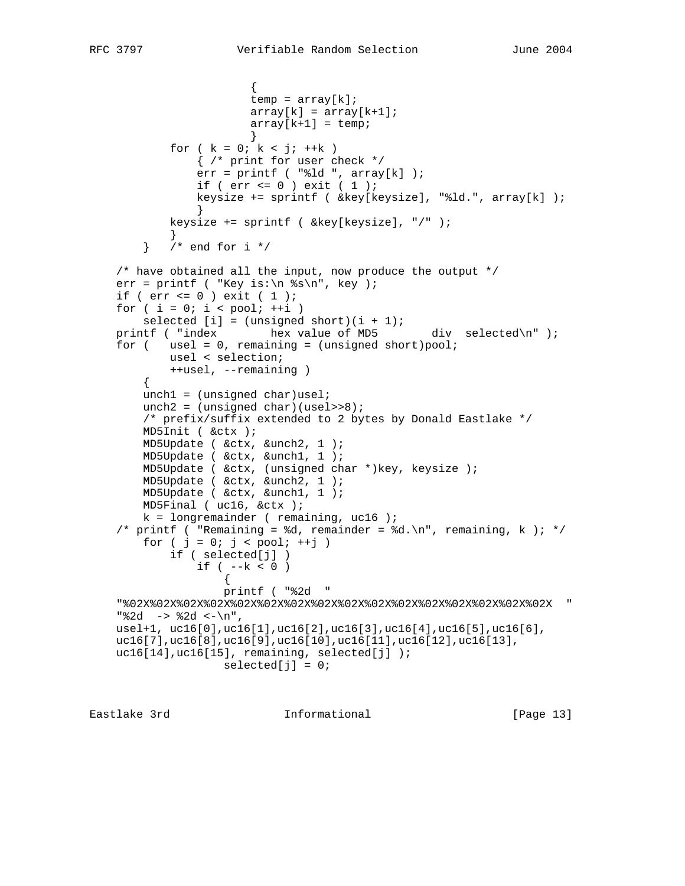```
                     {
                     temp = array[k];
                     array[k] = array[k+1];
                     array[k+1] = temp;
                     }
           for ( k = 0; k < j; ++k )
               { /* print for user check */
               err = printf ( "%ld ", array[k] );
               if ( err <= 0 ) exit ( 1 );
               keysize += sprintf ( &key[keysize], "%ld.", array[k] );
               }
           keysize += sprintf ( &key[keysize], "/" );
           }
       }   /* end for i */

   /* have obtained all the input, now produce the output */
   err = printf ( "Key is:\n %s\n", key );
   if ( err <= 0 ) exit ( 1 );
   for ( i = 0; i < pool; ++i )
       selected [i] = (unsigned short)(i + 1);
   printf ( "index        hex value of MD5        div  selected\n" );
   for (   usel = 0, remaining = (unsigned short)pool;
           usel < selection;
           ++usel, --remaining )
       {
       unch1 = (unsigned char)usel;
       unch2 = (unsigned char)(usel>>8);
       /* prefix/suffix extended to 2 bytes by Donald Eastlake */
       MD5Init ( &ctx );
       MD5Update ( &ctx, &unch2, 1 );
       MD5Update ( &ctx, &unch1, 1 );
       MD5Update ( &ctx, (unsigned char *)key, keysize );
       MD5Update ( &ctx, &unch2, 1 );
       MD5Update ( &ctx, &unch1, 1 );
       MD5Final ( uc16, &ctx );
       k = longremainder ( remaining, uc16 );
   /* printf ( "Remaining = %d, remainder = %d.\n", remaining, k ); */
       for ( j = 0; j < pool; ++j )
           if ( selected[j] )
               if ( --k < 0 )
                   {
                   printf ( "%2d  "
   "%02X%02X%02X%02X%02X%02X%02X%02X%02X%02X%02X%02X%02X%02X%02X%02X  "
   "%2d  -> %2d <-\n",
   usel+1, uc16[0],uc16[1],uc16[2],uc16[3],uc16[4],uc16[5],uc16[6],
   uc16[7],uc16[8],uc16[9],uc16[10],uc16[11],uc16[12],uc16[13],
   uc16[14],uc16[15], remaining, selected[j] );
                   selected[j] = 0;
```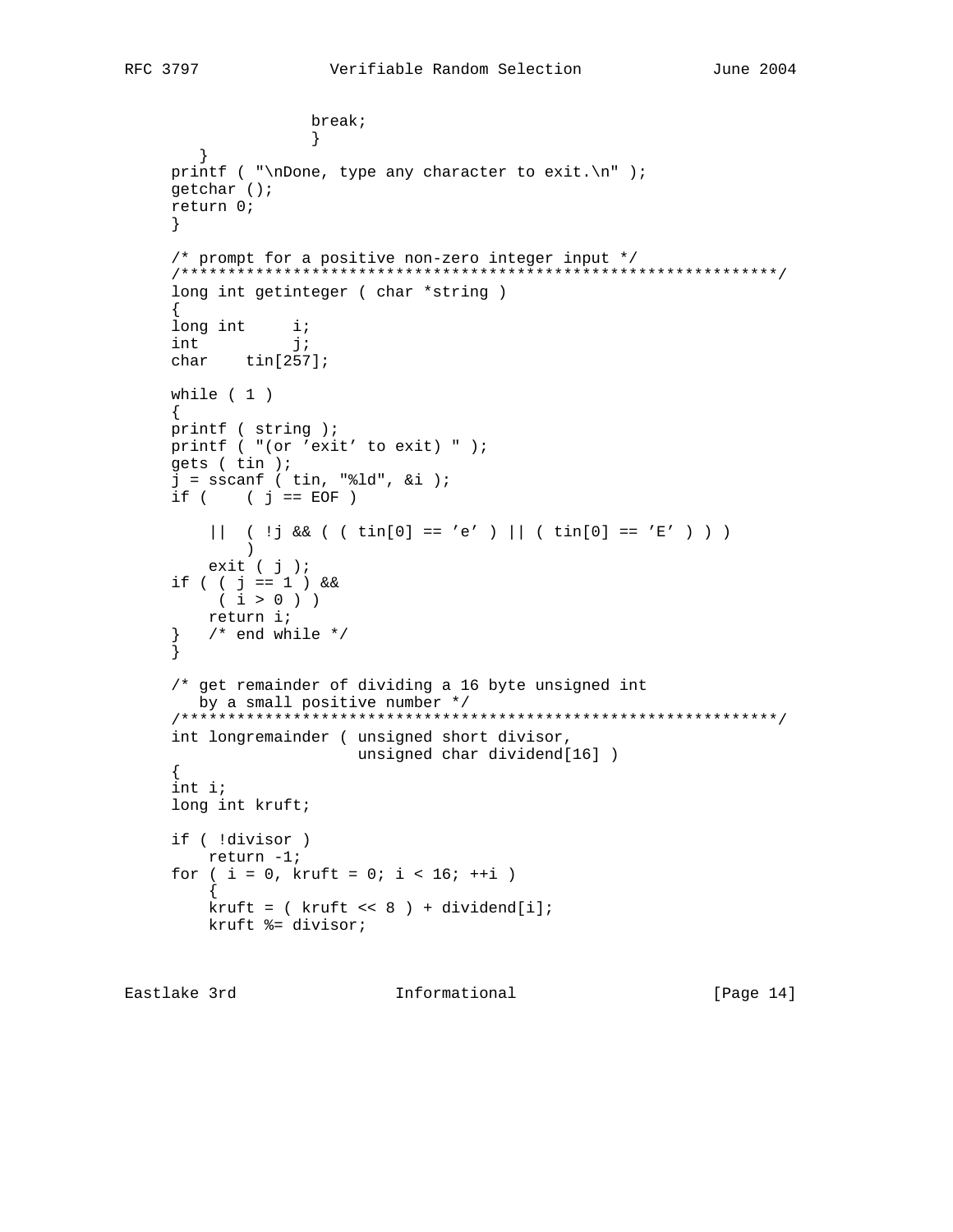```
                  break;
                  }
         }
     printf ( "\nDone, type any character to exit.\n" );
     getchar ();
     return 0;
     }

     /* prompt for a positive non-zero integer input */
     /****************************************************************/
     long int getinteger ( char *string )
     {
     long int     i;
     int          j;
     char    tin[257];

     while ( 1 )
     {
     printf ( string );
     printf ( "(or 'exit' to exit) " );
     gets ( tin );
     j = sscanf ( tin, "%ld", &i );
     if (    ( j == EOF )

         ||  ( !j && ( ( tin[0] == 'e' ) || ( tin[0] == 'E' ) ) )
             )
         exit ( j );
     if ( ( j == 1 ) &&
          ( i > 0 ) )
         return i;
     }   /* end while */
     }

     /* get remainder of dividing a 16 byte unsigned int
        by a small positive number */
     /****************************************************************/
     int longremainder ( unsigned short divisor,
                         unsigned char dividend[16] )
     {
     int i;
     long int kruft;

     if ( !divisor )
         return -1;
     for ( i = 0, kruft = 0; i < 16; ++i )
         {
         kruft = ( kruft << 8 ) + dividend[i];
         kruft %= divisor;
```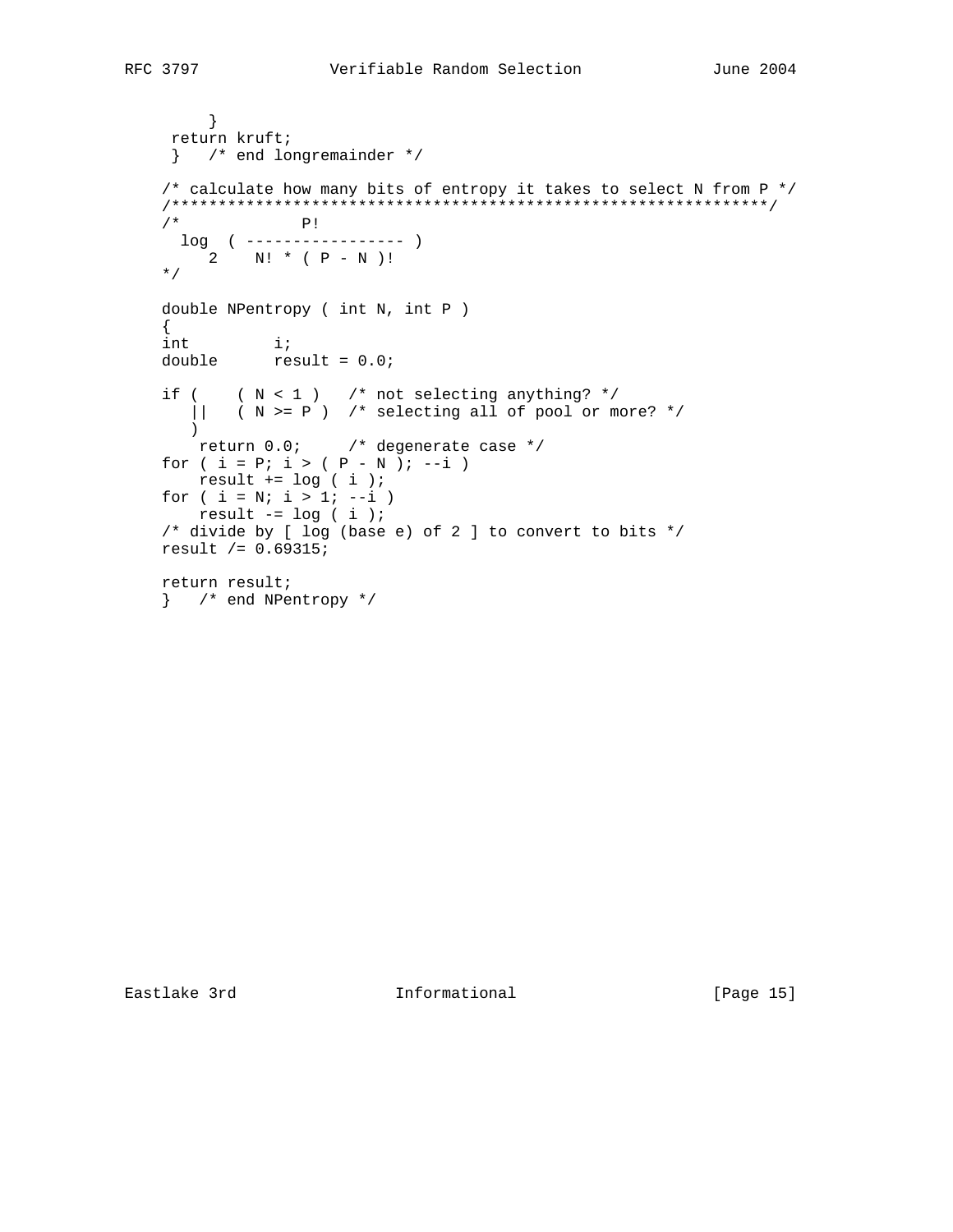```
        }
     return kruft;
     }   /* end longremainder */

   /* calculate how many bits of entropy it takes to select N from P */
   /****************************************************************/
   /*             P!
     log  ( ----------------- )
        2    N! * ( P - N )!
   */

   double NPentropy ( int N, int P )
   {
   int         i;
   double      result = 0.0;

   if (    ( N < 1 )   /* not selecting anything? */
      ||   ( N >= P )  /* selecting all of pool or more? */
      )
       return 0.0;     /* degenerate case */
   for ( i = P; i > ( P - N ); --i )
       result += log ( i );
   for ( i = N; i > 1; --i )
       result -= log ( i );
   /* divide by [ log (base e) of 2 ] to convert to bits */
   result /= 0.69315;

   return result;
   }   /* end NPentropy */
```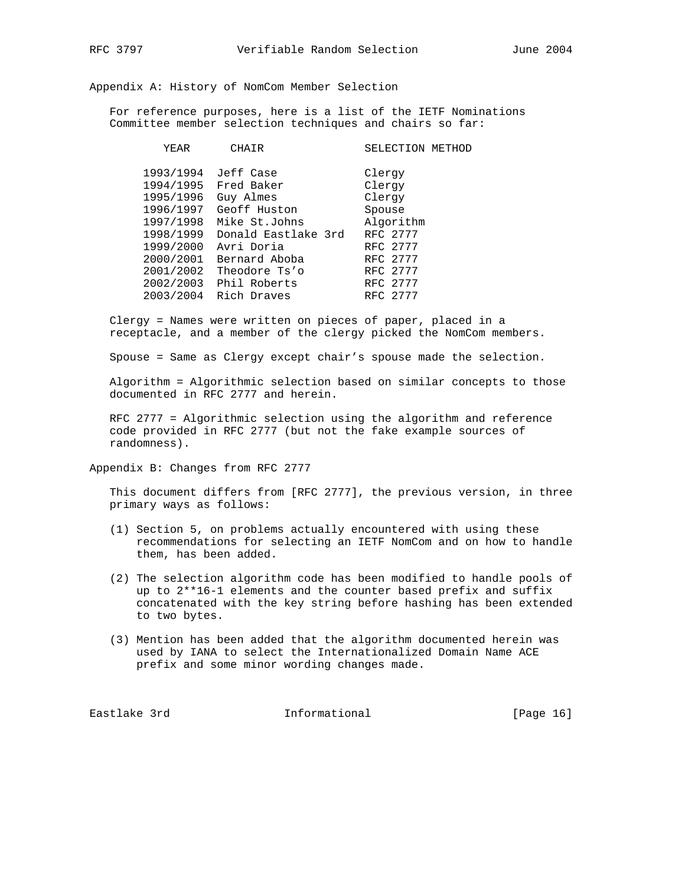## Appendix A: History of NomCom Member Selection

For reference purposes, here is a list of the IETF Nominations Committee member selection techniques and chairs so far:

| YEAR | CHAIR | SELECTION METHOD |
|---|---|---|
| 1993/1994 | Jeff Case | Clergy |
| 1994/1995 | Fred Baker | Clergy |
| 1995/1996 | Guy Almes | Clergy |
| 1996/1997 | Geoff Huston | Spouse |
| 1997/1998 | Mike St.Johns | Algorithm |
| 1998/1999 | Donald Eastlake 3rd | RFC 2777 |
| 1999/2000 | Avri Doria | RFC 2777 |
| 2000/2001 | Bernard Aboba | RFC 2777 |
| 2001/2002 | Theodore Ts'o | RFC 2777 |
| 2002/2003 | Phil Roberts | RFC 2777 |
| 2003/2004 | Rich Draves | RFC 2777 |

Clergy = Names were written on pieces of paper, placed in a receptacle, and a member of the clergy picked the NomCom members.

Spouse = Same as Clergy except chair's spouse made the selection.

Algorithm = Algorithmic selection based on similar concepts to those documented in RFC 2777 and herein.

RFC 2777 = Algorithmic selection using the algorithm and reference code provided in RFC 2777 (but not the fake example sources of randomness).

## Appendix B: Changes from RFC 2777

This document differs from [RFC 2777], the previous version, in three primary ways as follows:

(1) Section 5, on problems actually encountered with using these recommendations for selecting an IETF NomCom and on how to handle them, has been added.

(2) The selection algorithm code has been modified to handle pools of up to 2**16-1 elements and the counter based prefix and suffix concatenated with the key string before hashing has been extended to two bytes.

(3) Mention has been added that the algorithm documented herein was used by IANA to select the Internationalized Domain Name ACE prefix and some minor wording changes made.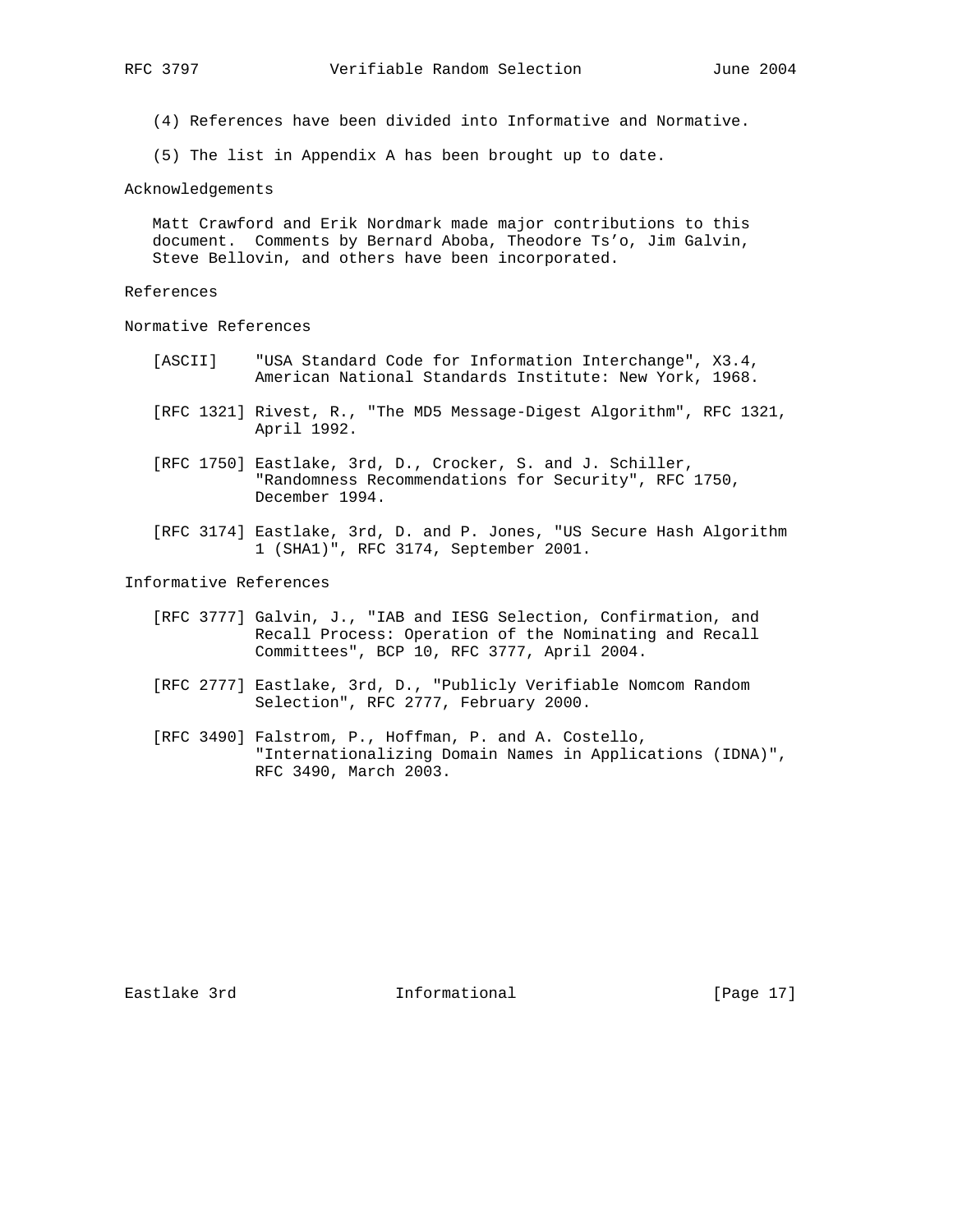(4) References have been divided into Informative and Normative.

(5) The list in Appendix A has been brought up to date.

## Acknowledgements

Matt Crawford and Erik Nordmark made major contributions to this document. Comments by Bernard Aboba, Theodore Ts'o, Jim Galvin, Steve Bellovin, and others have been incorporated.

## References

### Normative References

[ASCII] "USA Standard Code for Information Interchange", X3.4, American National Standards Institute: New York, 1968.

[RFC 1321] Rivest, R., "The MD5 Message-Digest Algorithm", RFC 1321, April 1992.

[RFC 1750] Eastlake, 3rd, D., Crocker, S. and J. Schiller, "Randomness Recommendations for Security", RFC 1750, December 1994.

[RFC 3174] Eastlake, 3rd, D. and P. Jones, "US Secure Hash Algorithm 1 (SHA1)", RFC 3174, September 2001.

### Informative References

[RFC 3777] Galvin, J., "IAB and IESG Selection, Confirmation, and Recall Process: Operation of the Nominating and Recall Committees", BCP 10, RFC 3777, April 2004.

[RFC 2777] Eastlake, 3rd, D., "Publicly Verifiable Nomcom Random Selection", RFC 2777, February 2000.

[RFC 3490] Falstrom, P., Hoffman, P. and A. Costello, "Internationalizing Domain Names in Applications (IDNA)", RFC 3490, March 2003.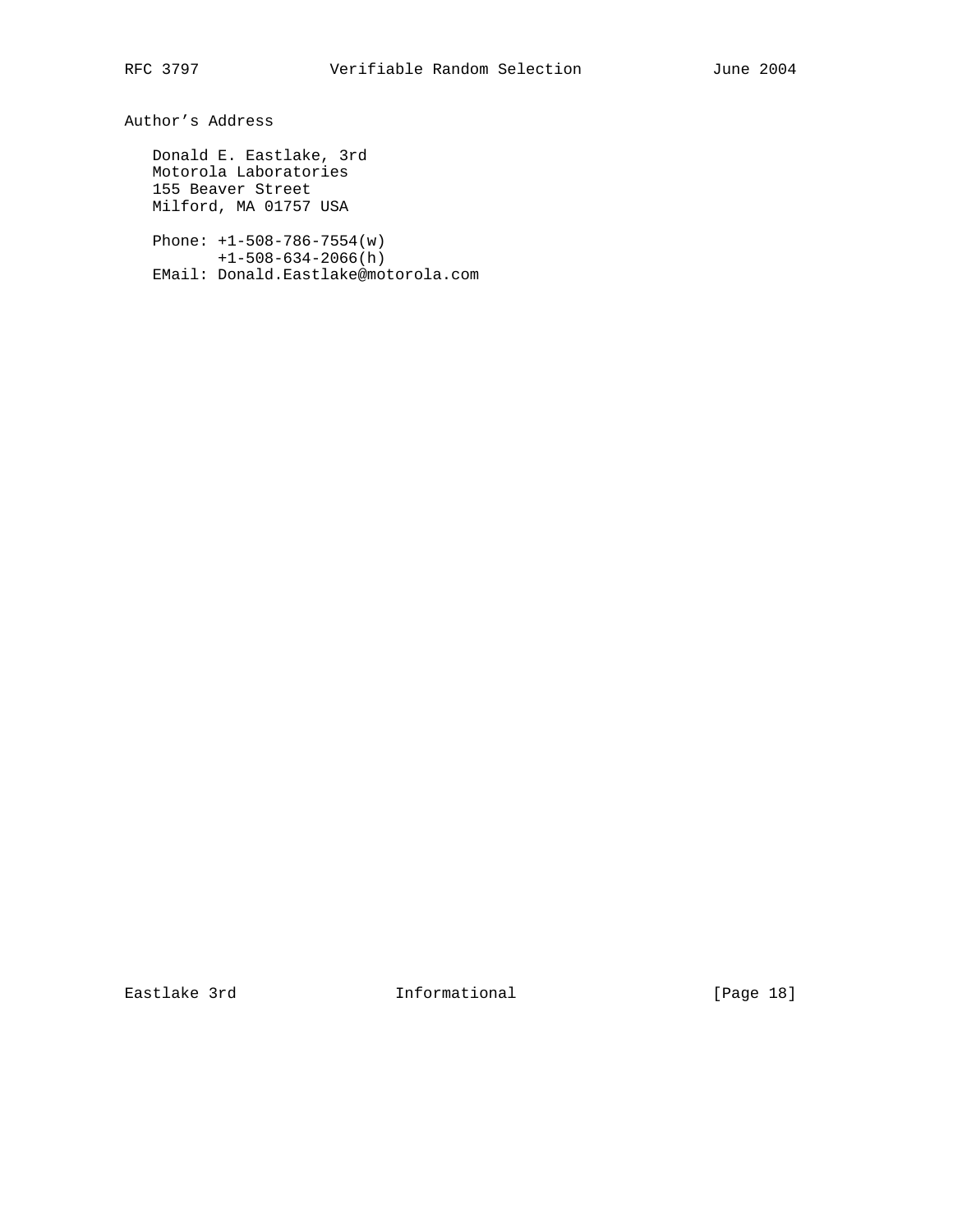# Author's Address

Donald E. Eastlake, 3rd
Motorola Laboratories
155 Beaver Street
Milford, MA 01757 USA

Phone: +1-508-786-7554(w)
       +1-508-634-2066(h)
EMail: Donald.Eastlake@motorola.com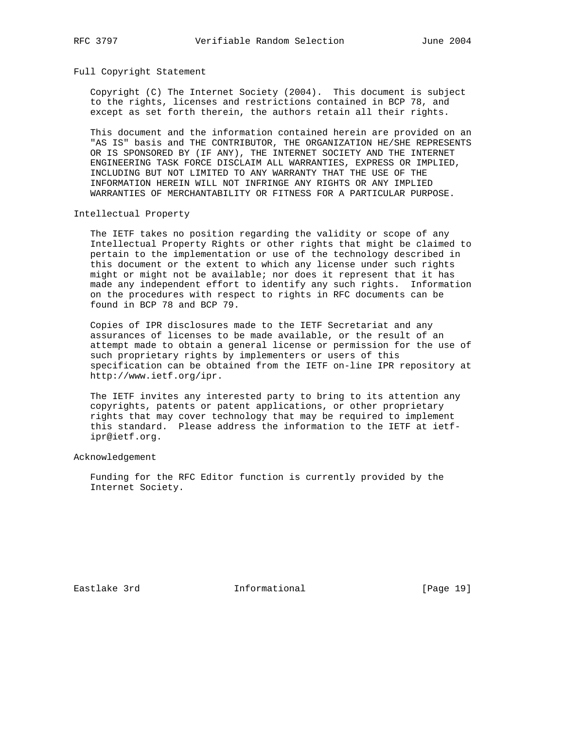## Full Copyright Statement

Copyright (C) The Internet Society (2004). This document is subject to the rights, licenses and restrictions contained in BCP 78, and except as set forth therein, the authors retain all their rights.

This document and the information contained herein are provided on an "AS IS" basis and THE CONTRIBUTOR, THE ORGANIZATION HE/SHE REPRESENTS OR IS SPONSORED BY (IF ANY), THE INTERNET SOCIETY AND THE INTERNET ENGINEERING TASK FORCE DISCLAIM ALL WARRANTIES, EXPRESS OR IMPLIED, INCLUDING BUT NOT LIMITED TO ANY WARRANTY THAT THE USE OF THE INFORMATION HEREIN WILL NOT INFRINGE ANY RIGHTS OR ANY IMPLIED WARRANTIES OF MERCHANTABILITY OR FITNESS FOR A PARTICULAR PURPOSE.

## Intellectual Property

The IETF takes no position regarding the validity or scope of any Intellectual Property Rights or other rights that might be claimed to pertain to the implementation or use of the technology described in this document or the extent to which any license under such rights might or might not be available; nor does it represent that it has made any independent effort to identify any such rights. Information on the procedures with respect to rights in RFC documents can be found in BCP 78 and BCP 79.

Copies of IPR disclosures made to the IETF Secretariat and any assurances of licenses to be made available, or the result of an attempt made to obtain a general license or permission for the use of such proprietary rights by implementers or users of this specification can be obtained from the IETF on-line IPR repository at http://www.ietf.org/ipr.

The IETF invites any interested party to bring to its attention any copyrights, patents or patent applications, or other proprietary rights that may cover technology that may be required to implement this standard. Please address the information to the IETF at ietf-ipr@ietf.org.

## Acknowledgement

Funding for the RFC Editor function is currently provided by the Internet Society.